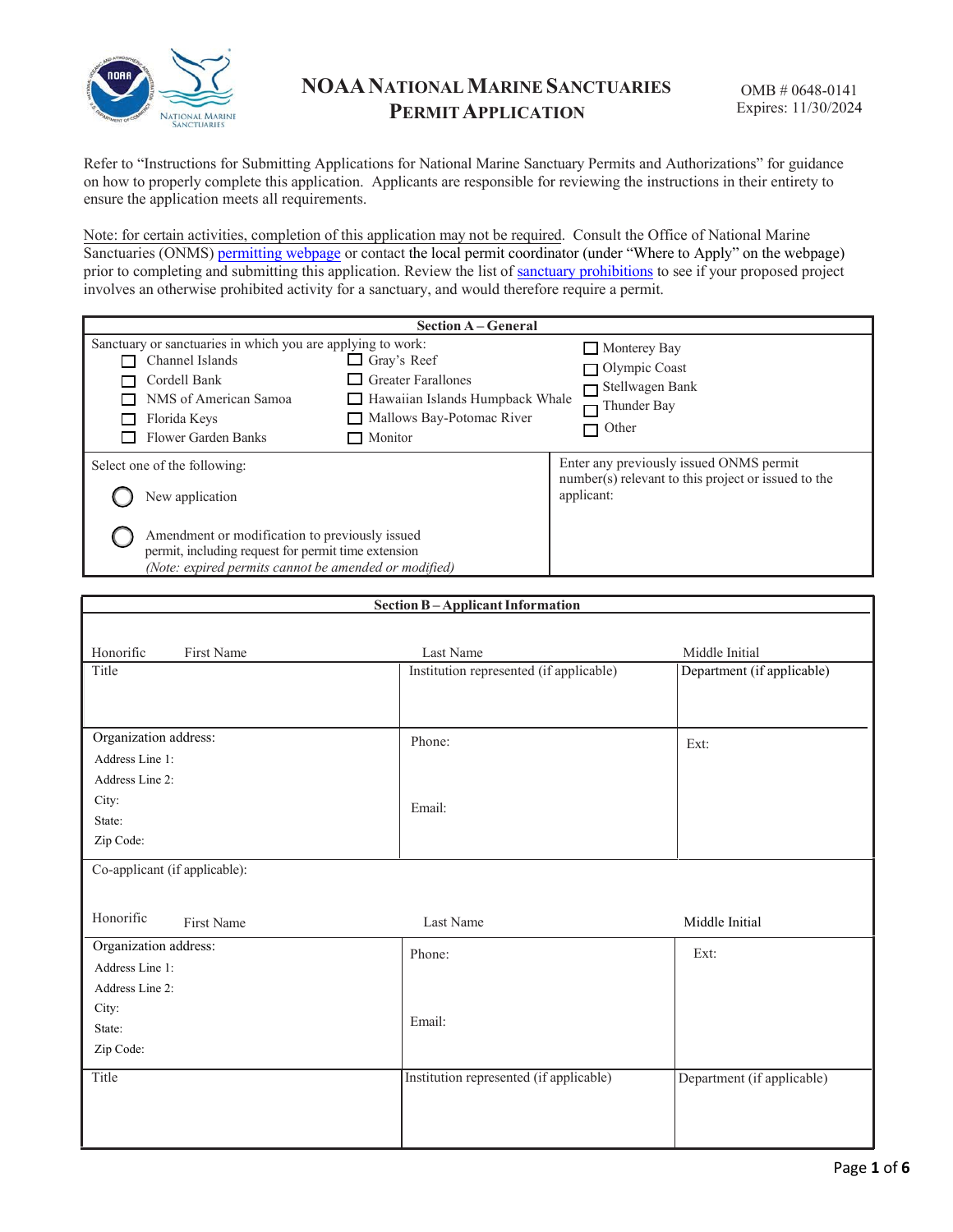# NOAA NATIONAL MARINE SANCTUARIES PERMIT APPLICATION

OMB # 0648-0141
Expires: 11/30/2024

Refer to "Instructions for Submitting Applications for National Marine Sanctuary Permits and Authorizations" for guidance on how to properly complete this application. Applicants are responsible for reviewing the instructions in their entirety to ensure the application meets all requirements.

Note: for certain activities, completion of this application may not be required. Consult the Office of National Marine Sanctuaries (ONMS) permitting webpage or contact the local permit coordinator (under "Where to Apply" on the webpage) prior to completing and submitting this application. Review the list of sanctuary prohibitions to see if your proposed project involves an otherwise prohibited activity for a sanctuary, and would therefore require a permit.

## Section A – General

Sanctuary or sanctuaries in which you are applying to work:

- ☐ Channel Islands
- ☐ Cordell Bank
- ☐ NMS of American Samoa
- ☐ Florida Keys
- ☐ Flower Garden Banks
- ☐ Gray's Reef
- ☐ Greater Farallones
- ☐ Hawaiian Islands Humpback Whale
- ☐ Mallows Bay-Potomac River
- ☐ Monitor
- ☐ Monterey Bay
- ☐ Olympic Coast
- ☐ Stellwagen Bank
- ☐ Thunder Bay
- ☐ Other

Select one of the following:

- ◯ New application
- ◯ Amendment or modification to previously issued permit, including request for permit time extension *(Note: expired permits cannot be amended or modified)*

Enter any previously issued ONMS permit number(s) relevant to this project or issued to the applicant:

## Section B – Applicant Information

| Honorific First Name | Last Name | Middle Initial |
|---|---|---|
| Title | Institution represented (if applicable) | Department (if applicable) |
| Organization address:<br>Address Line 1:<br>Address Line 2:<br>City:<br>State:<br>Zip Code: | Phone:<br><br>Email: | Ext: |

Co-applicant (if applicable):

| Honorific First Name | Last Name | Middle Initial |
|---|---|---|
| Organization address:<br>Address Line 1:<br>Address Line 2:<br>City:<br>State:<br>Zip Code: | Phone:<br><br>Email: | Ext: |
| Title | Institution represented (if applicable) | Department (if applicable) |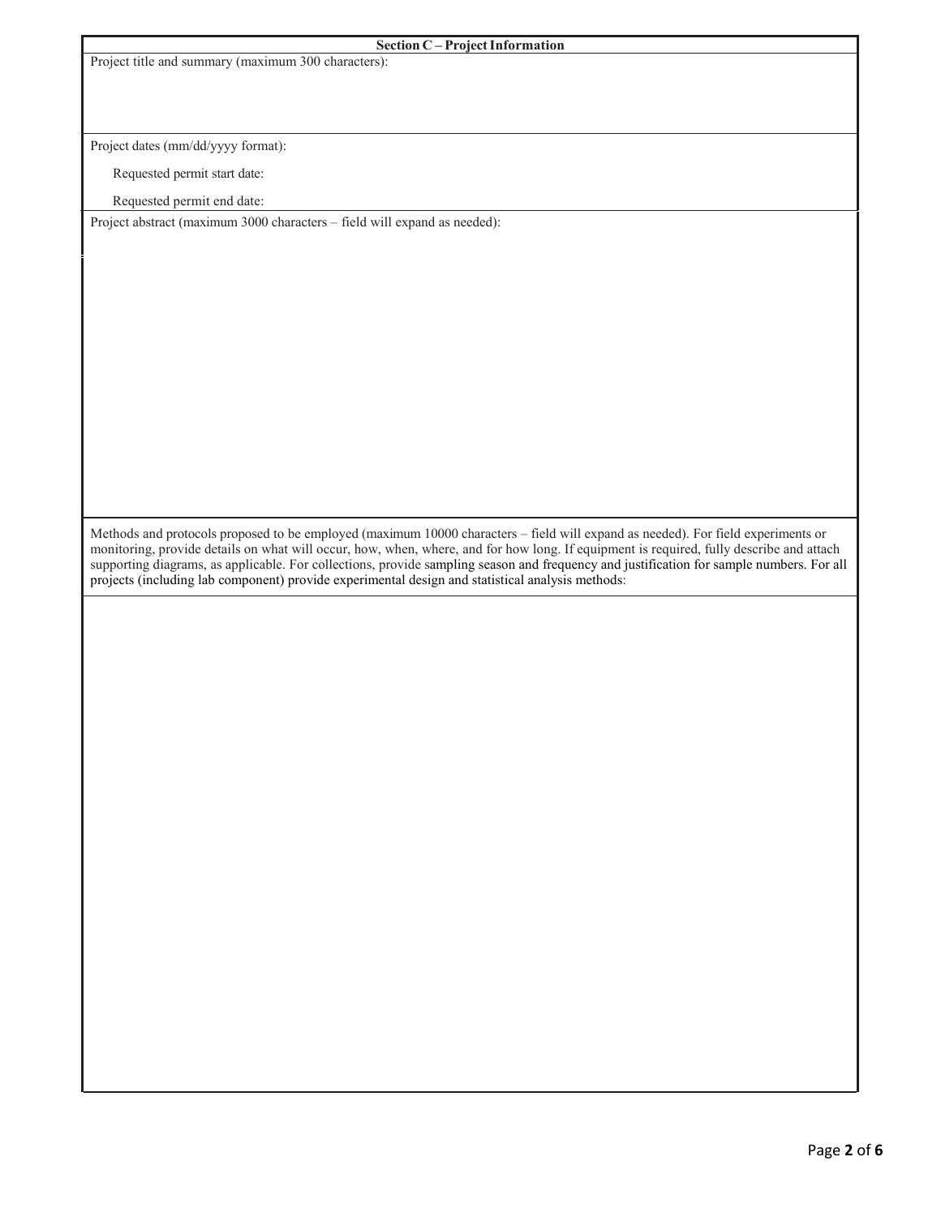## Section C – Project Information

Project title and summary (maximum 300 characters):

Project dates (mm/dd/yyyy format):

Requested permit start date:

Requested permit end date:

Project abstract (maximum 3000 characters – field will expand as needed):

Methods and protocols proposed to be employed (maximum 10000 characters – field will expand as needed). For field experiments or monitoring, provide details on what will occur, how, when, where, and for how long. If equipment is required, fully describe and attach supporting diagrams, as applicable. For collections, provide sampling season and frequency and justification for sample numbers. For all projects (including lab component) provide experimental design and statistical analysis methods: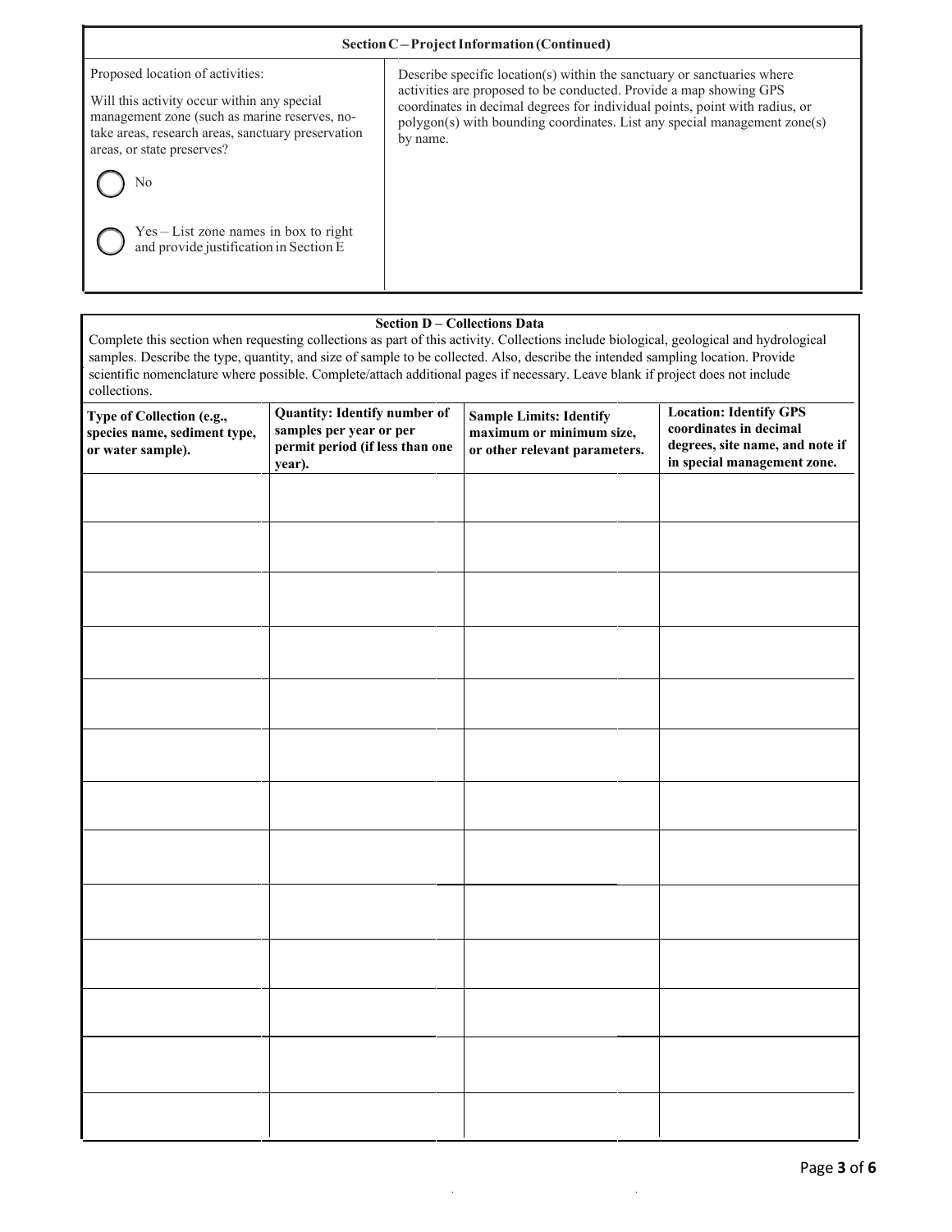## Section C – Project Information (Continued)

| Proposed location of activities: | Describe specific location(s) within the sanctuary or sanctuaries where activities are proposed to be conducted. Provide a map showing GPS coordinates in decimal degrees for individual points, point with radius, or polygon(s) with bounding coordinates. List any special management zone(s) by name. |
|---|---|
| Will this activity occur within any special management zone (such as marine reserves, no-take areas, research areas, sanctuary preservation areas, or state preserves?<br><br>◯ No<br><br>◯ Yes – List zone names in box to right and provide justification in Section E | |

## Section D – Collections Data

Complete this section when requesting collections as part of this activity. Collections include biological, geological and hydrological samples. Describe the type, quantity, and size of sample to be collected. Also, describe the intended sampling location. Provide scientific nomenclature where possible. Complete/attach additional pages if necessary. Leave blank if project does not include collections.

| Type of Collection (e.g., species name, sediment type, or water sample). | Quantity: Identify number of samples per year or per permit period (if less than one year). | Sample Limits: Identify maximum or minimum size, or other relevant parameters. | Location: Identify GPS coordinates in decimal degrees, site name, and note if in special management zone. |
|---|---|---|---|
| | | | |
| | | | |
| | | | |
| | | | |
| | | | |
| | | | |
| | | | |
| | | | |
| | | | |
| | | | |
| | | | |
| | | | |
| | | | |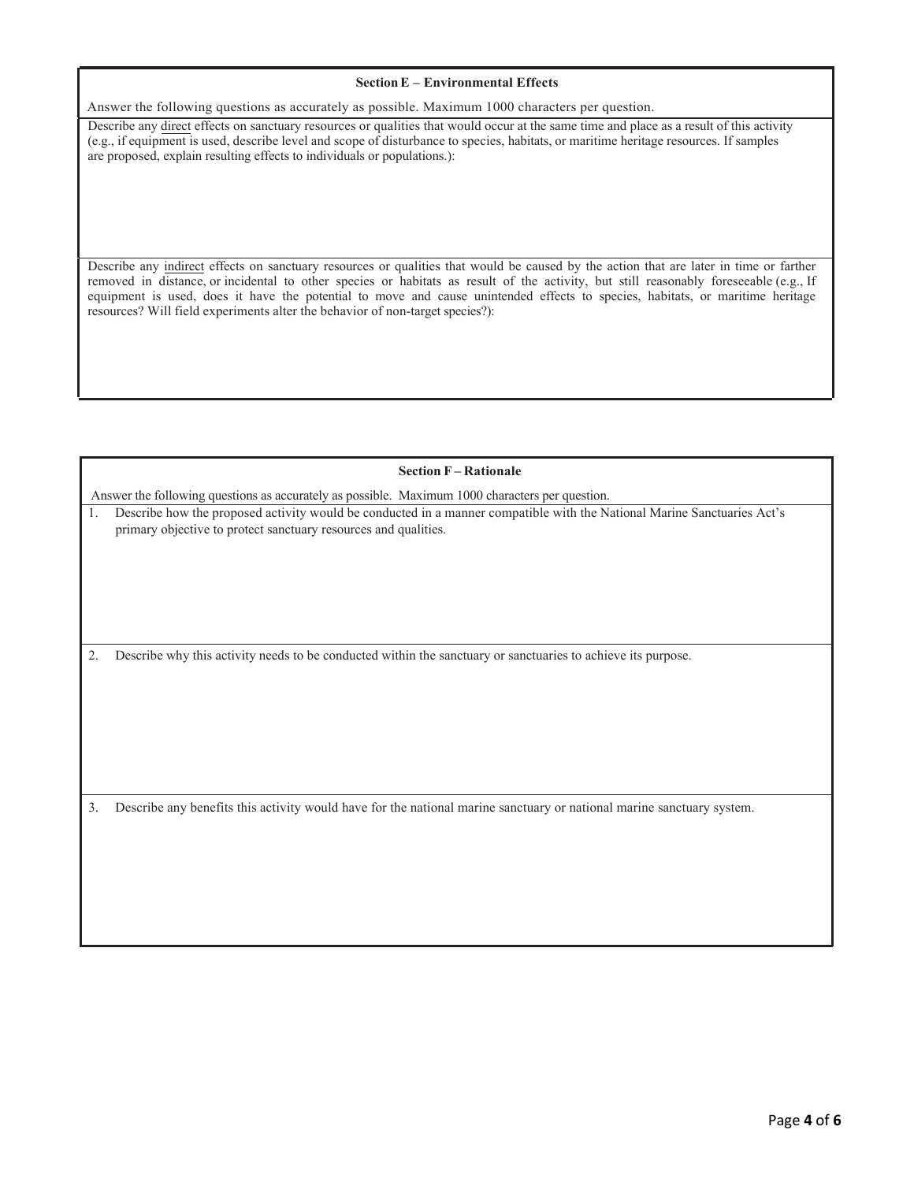**Section E – Environmental Effects**

Answer the following questions as accurately as possible. Maximum 1000 characters per question.

Describe any direct effects on sanctuary resources or qualities that would occur at the same time and place as a result of this activity (e.g., if equipment is used, describe level and scope of disturbance to species, habitats, or maritime heritage resources. If samples are proposed, explain resulting effects to individuals or populations.):

Describe any indirect effects on sanctuary resources or qualities that would be caused by the action that are later in time or farther removed in distance, or incidental to other species or habitats as result of the activity, but still reasonably foreseeable (e.g., If equipment is used, does it have the potential to move and cause unintended effects to species, habitats, or maritime heritage resources? Will field experiments alter the behavior of non-target species?):

**Section F – Rationale**

Answer the following questions as accurately as possible. Maximum 1000 characters per question.

1. Describe how the proposed activity would be conducted in a manner compatible with the National Marine Sanctuaries Act's primary objective to protect sanctuary resources and qualities.

2. Describe why this activity needs to be conducted within the sanctuary or sanctuaries to achieve its purpose.

3. Describe any benefits this activity would have for the national marine sanctuary or national marine sanctuary system.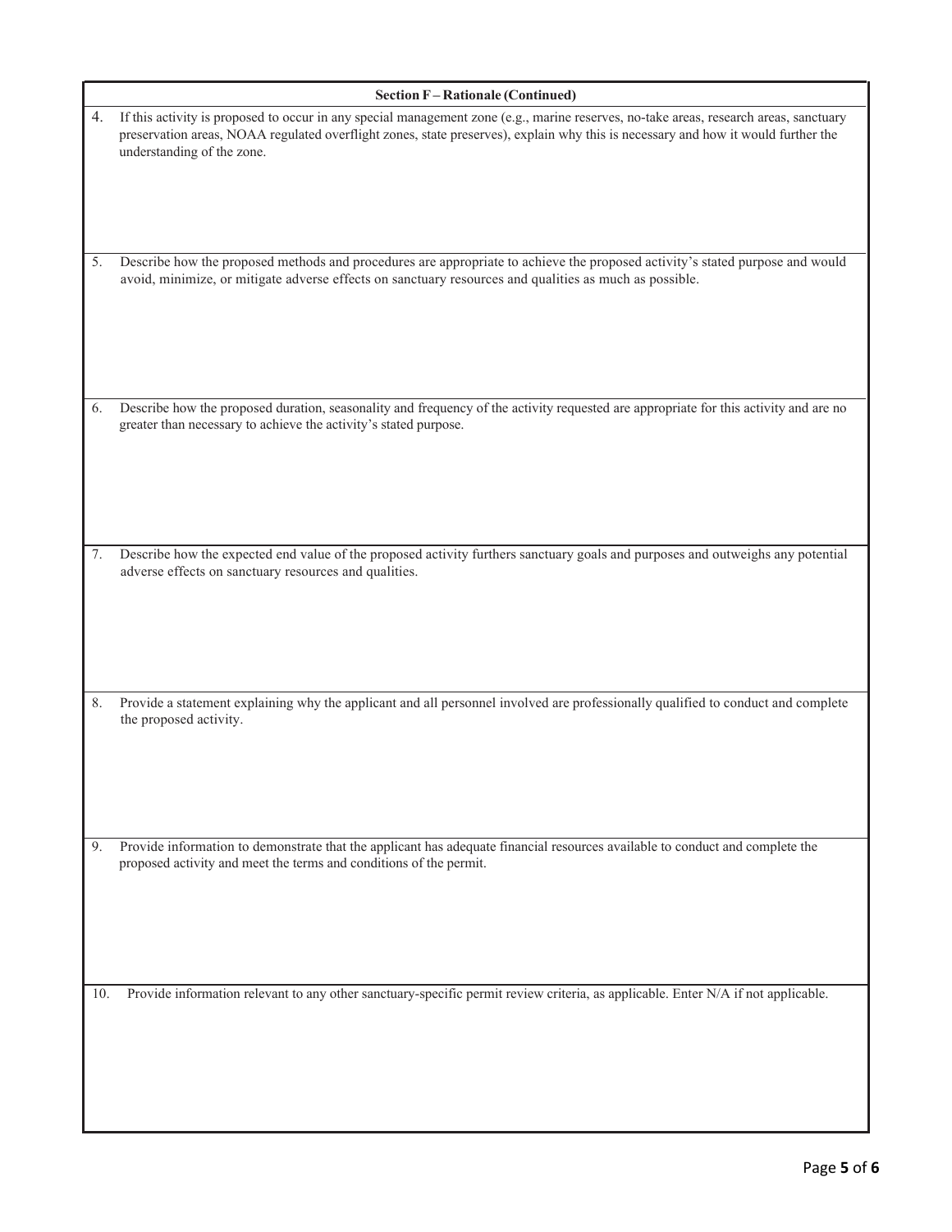**Section F – Rationale (Continued)**

4. If this activity is proposed to occur in any special management zone (e.g., marine reserves, no-take areas, research areas, sanctuary preservation areas, NOAA regulated overflight zones, state preserves), explain why this is necessary and how it would further the understanding of the zone.

5. Describe how the proposed methods and procedures are appropriate to achieve the proposed activity's stated purpose and would avoid, minimize, or mitigate adverse effects on sanctuary resources and qualities as much as possible.

6. Describe how the proposed duration, seasonality and frequency of the activity requested are appropriate for this activity and are no greater than necessary to achieve the activity's stated purpose.

7. Describe how the expected end value of the proposed activity furthers sanctuary goals and purposes and outweighs any potential adverse effects on sanctuary resources and qualities.

8. Provide a statement explaining why the applicant and all personnel involved are professionally qualified to conduct and complete the proposed activity.

9. Provide information to demonstrate that the applicant has adequate financial resources available to conduct and complete the proposed activity and meet the terms and conditions of the permit.

10. Provide information relevant to any other sanctuary-specific permit review criteria, as applicable. Enter N/A if not applicable.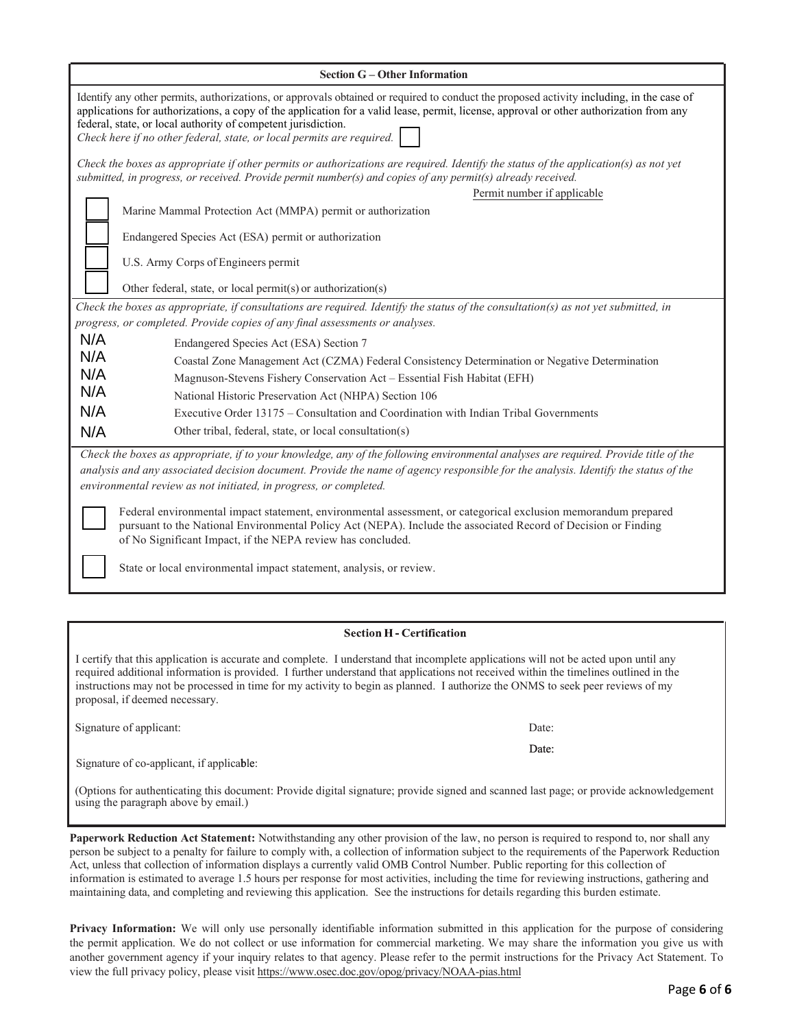### Section G – Other Information

Identify any other permits, authorizations, or approvals obtained or required to conduct the proposed activity including, in the case of applications for authorizations, a copy of the application for a valid lease, permit, license, approval or other authorization from any federal, state, or local authority of competent jurisdiction.

*Check here if no other federal, state, or local permits are required.* ☐

*Check the boxes as appropriate if other permits or authorizations are required. Identify the status of the application(s) as not yet submitted, in progress, or received. Provide permit number(s) and copies of any permit(s) already received.*

Permit number if applicable

☐ Marine Mammal Protection Act (MMPA) permit or authorization

☐ Endangered Species Act (ESA) permit or authorization

☐ U.S. Army Corps of Engineers permit

☐ Other federal, state, or local permit(s) or authorization(s)

*Check the boxes as appropriate, if consultations are required. Identify the status of the consultation(s) as not yet submitted, in progress, or completed. Provide copies of any final assessments or analyses.*

N/A Endangered Species Act (ESA) Section 7

N/A Coastal Zone Management Act (CZMA) Federal Consistency Determination or Negative Determination

N/A Magnuson-Stevens Fishery Conservation Act – Essential Fish Habitat (EFH)

N/A National Historic Preservation Act (NHPA) Section 106

N/A Executive Order 13175 – Consultation and Coordination with Indian Tribal Governments

N/A Other tribal, federal, state, or local consultation(s)

*Check the boxes as appropriate, if to your knowledge, any of the following environmental analyses are required. Provide title of the analysis and any associated decision document. Provide the name of agency responsible for the analysis. Identify the status of the environmental review as not initiated, in progress, or completed.*

☐ Federal environmental impact statement, environmental assessment, or categorical exclusion memorandum prepared pursuant to the National Environmental Policy Act (NEPA). Include the associated Record of Decision or Finding of No Significant Impact, if the NEPA review has concluded.

☐ State or local environmental impact statement, analysis, or review.

### Section H - Certification

I certify that this application is accurate and complete. I understand that incomplete applications will not be acted upon until any required additional information is provided. I further understand that applications not received within the timelines outlined in the instructions may not be processed in time for my activity to begin as planned. I authorize the ONMS to seek peer reviews of my proposal, if deemed necessary.

Signature of applicant: Date:

Signature of co-applicant, if applicable: Date:

(Options for authenticating this document: Provide digital signature; provide signed and scanned last page; or provide acknowledgement using the paragraph above by email.)

**Paperwork Reduction Act Statement:** Notwithstanding any other provision of the law, no person is required to respond to, nor shall any person be subject to a penalty for failure to comply with, a collection of information subject to the requirements of the Paperwork Reduction Act, unless that collection of information displays a currently valid OMB Control Number. Public reporting for this collection of information is estimated to average 1.5 hours per response for most activities, including the time for reviewing instructions, gathering and maintaining data, and completing and reviewing this application. See the instructions for details regarding this burden estimate.

**Privacy Information:** We will only use personally identifiable information submitted in this application for the purpose of considering the permit application. We do not collect or use information for commercial marketing. We may share the information you give us with another government agency if your inquiry relates to that agency. Please refer to the permit instructions for the Privacy Act Statement. To view the full privacy policy, please visit https://www.osec.doc.gov/opog/privacy/NOAA-pias.html